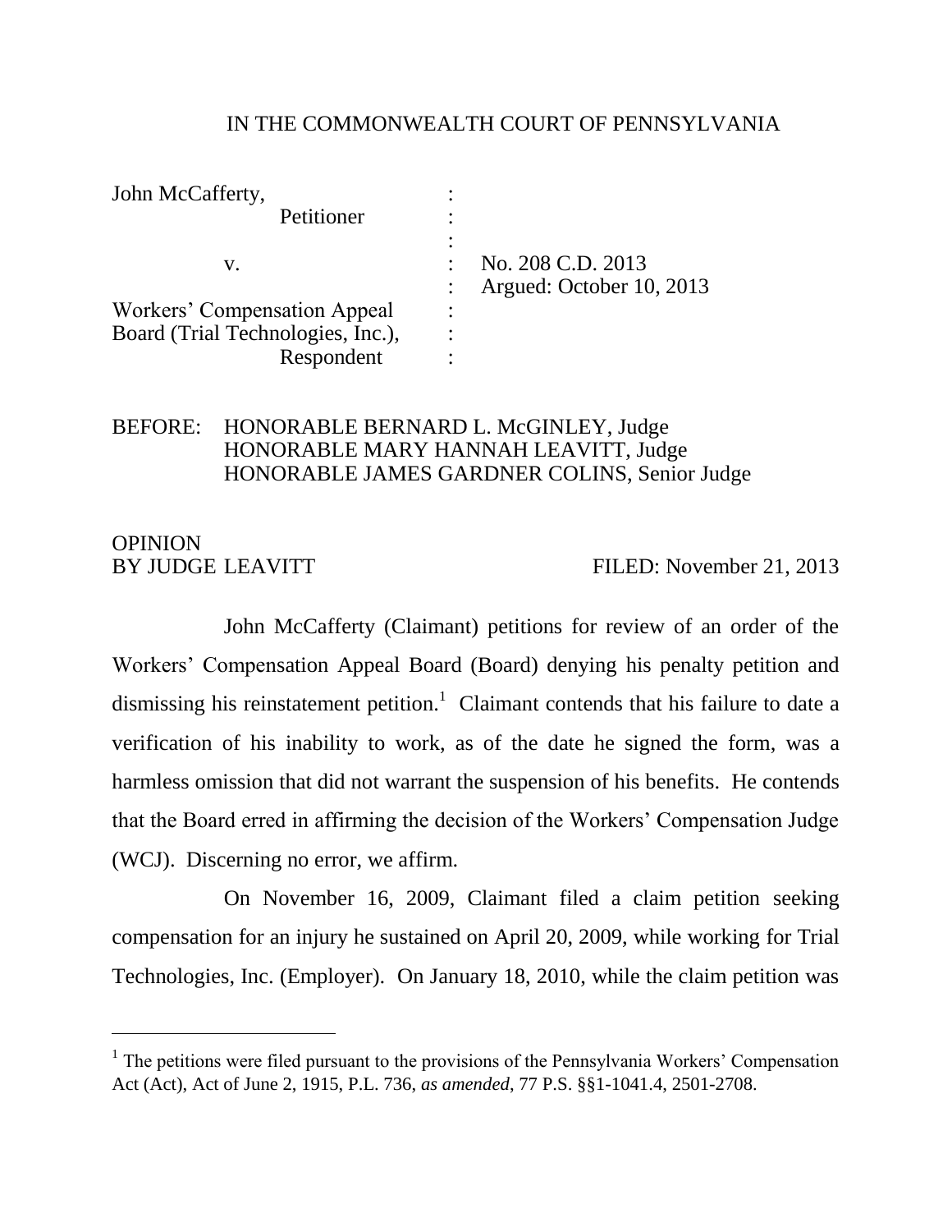IN THE COMMONWEALTH COURT OF PENNSYLVANIA

| | | |
|---|---|---|
| John McCafferty, | : | |
| Petitioner | : | |
| | : | |
| v. | : | No. 208 C.D. 2013 |
| | : | Argued: October 10, 2013 |
| Workers' Compensation Appeal | : | |
| Board (Trial Technologies, Inc.), | : | |
| Respondent | : | |

BEFORE: HONORABLE BERNARD L. McGINLEY, Judge
HONORABLE MARY HANNAH LEAVITT, Judge
HONORABLE JAMES GARDNER COLINS, Senior Judge

OPINION
BY JUDGE LEAVITT FILED: November 21, 2013

John McCafferty (Claimant) petitions for review of an order of the Workers' Compensation Appeal Board (Board) denying his penalty petition and dismissing his reinstatement petition.[1] Claimant contends that his failure to date a verification of his inability to work, as of the date he signed the form, was a harmless omission that did not warrant the suspension of his benefits. He contends that the Board erred in affirming the decision of the Workers' Compensation Judge (WCJ). Discerning no error, we affirm.

On November 16, 2009, Claimant filed a claim petition seeking compensation for an injury he sustained on April 20, 2009, while working for Trial Technologies, Inc. (Employer). On January 18, 2010, while the claim petition was

---

[1] The petitions were filed pursuant to the provisions of the Pennsylvania Workers' Compensation Act (Act), Act of June 2, 1915, P.L. 736, *as amended*, 77 P.S. §§1-1041.4, 2501-2708.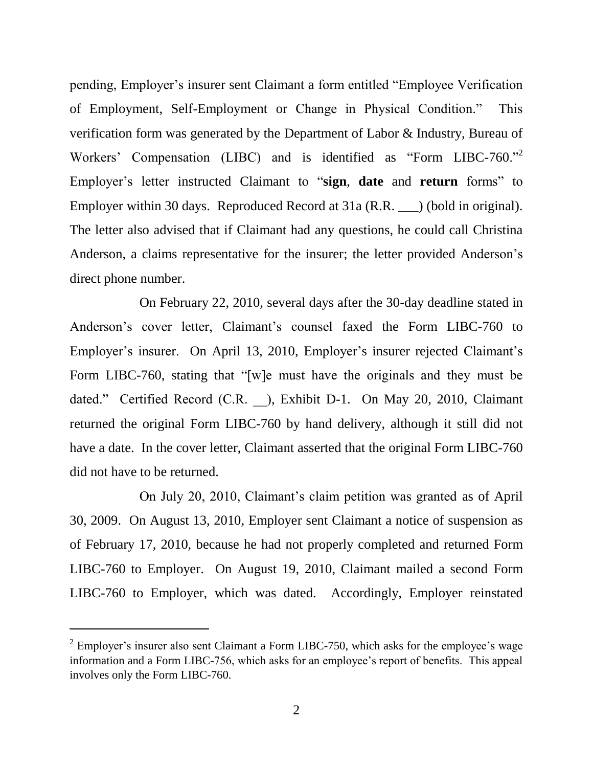pending, Employer's insurer sent Claimant a form entitled "Employee Verification of Employment, Self-Employment or Change in Physical Condition." This verification form was generated by the Department of Labor & Industry, Bureau of Workers' Compensation (LIBC) and is identified as "Form LIBC-760."[2] Employer's letter instructed Claimant to "**sign**, **date** and **return** forms" to Employer within 30 days. Reproduced Record at 31a (R.R. ___) (bold in original). The letter also advised that if Claimant had any questions, he could call Christina Anderson, a claims representative for the insurer; the letter provided Anderson's direct phone number.

On February 22, 2010, several days after the 30-day deadline stated in Anderson's cover letter, Claimant's counsel faxed the Form LIBC-760 to Employer's insurer. On April 13, 2010, Employer's insurer rejected Claimant's Form LIBC-760, stating that "[w]e must have the originals and they must be dated." Certified Record (C.R. __), Exhibit D-1. On May 20, 2010, Claimant returned the original Form LIBC-760 by hand delivery, although it still did not have a date. In the cover letter, Claimant asserted that the original Form LIBC-760 did not have to be returned.

On July 20, 2010, Claimant's claim petition was granted as of April 30, 2009. On August 13, 2010, Employer sent Claimant a notice of suspension as of February 17, 2010, because he had not properly completed and returned Form LIBC-760 to Employer. On August 19, 2010, Claimant mailed a second Form LIBC-760 to Employer, which was dated. Accordingly, Employer reinstated

---

[2] Employer's insurer also sent Claimant a Form LIBC-750, which asks for the employee's wage information and a Form LIBC-756, which asks for an employee's report of benefits. This appeal involves only the Form LIBC-760.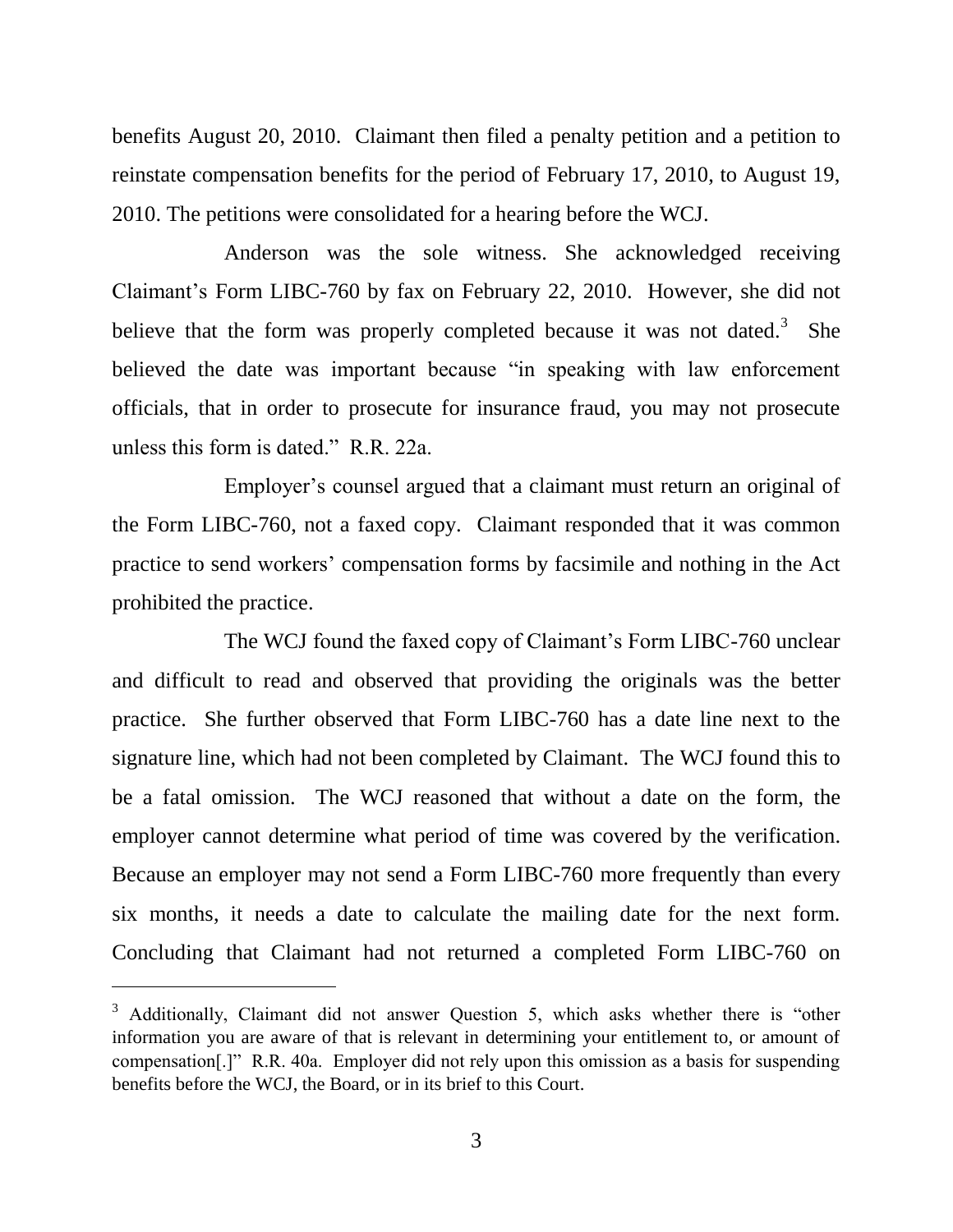benefits August 20, 2010. Claimant then filed a penalty petition and a petition to reinstate compensation benefits for the period of February 17, 2010, to August 19, 2010. The petitions were consolidated for a hearing before the WCJ.

Anderson was the sole witness. She acknowledged receiving Claimant's Form LIBC-760 by fax on February 22, 2010. However, she did not believe that the form was properly completed because it was not dated.[3] She believed the date was important because "in speaking with law enforcement officials, that in order to prosecute for insurance fraud, you may not prosecute unless this form is dated." R.R. 22a.

Employer's counsel argued that a claimant must return an original of the Form LIBC-760, not a faxed copy. Claimant responded that it was common practice to send workers' compensation forms by facsimile and nothing in the Act prohibited the practice.

The WCJ found the faxed copy of Claimant's Form LIBC-760 unclear and difficult to read and observed that providing the originals was the better practice. She further observed that Form LIBC-760 has a date line next to the signature line, which had not been completed by Claimant. The WCJ found this to be a fatal omission. The WCJ reasoned that without a date on the form, the employer cannot determine what period of time was covered by the verification. Because an employer may not send a Form LIBC-760 more frequently than every six months, it needs a date to calculate the mailing date for the next form. Concluding that Claimant had not returned a completed Form LIBC-760 on

---

[3] Additionally, Claimant did not answer Question 5, which asks whether there is "other information you are aware of that is relevant in determining your entitlement to, or amount of compensation[.]" R.R. 40a. Employer did not rely upon this omission as a basis for suspending benefits before the WCJ, the Board, or in its brief to this Court.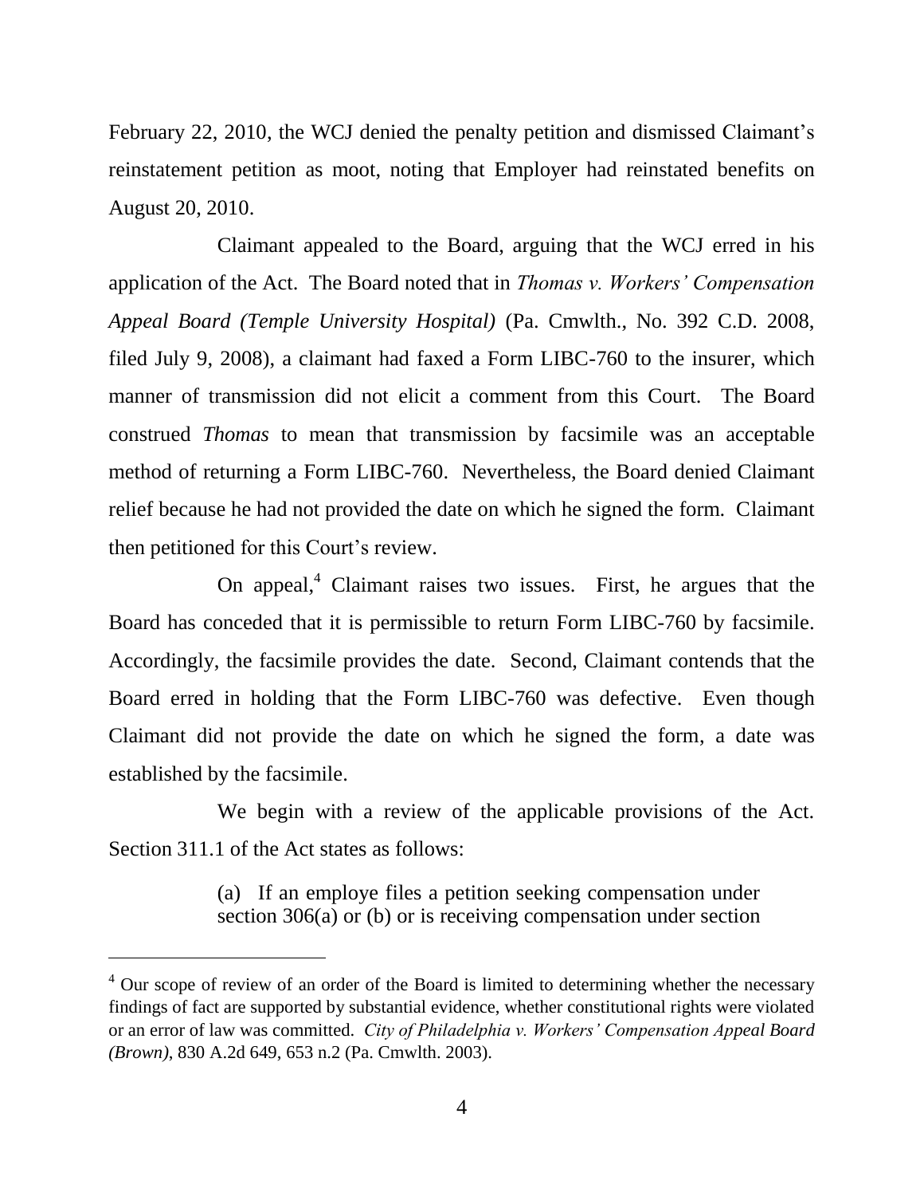February 22, 2010, the WCJ denied the penalty petition and dismissed Claimant's reinstatement petition as moot, noting that Employer had reinstated benefits on August 20, 2010.

Claimant appealed to the Board, arguing that the WCJ erred in his application of the Act. The Board noted that in *Thomas v. Workers' Compensation Appeal Board (Temple University Hospital)* (Pa. Cmwlth., No. 392 C.D. 2008, filed July 9, 2008), a claimant had faxed a Form LIBC-760 to the insurer, which manner of transmission did not elicit a comment from this Court. The Board construed *Thomas* to mean that transmission by facsimile was an acceptable method of returning a Form LIBC-760. Nevertheless, the Board denied Claimant relief because he had not provided the date on which he signed the form. Claimant then petitioned for this Court's review.

On appeal,[4] Claimant raises two issues. First, he argues that the Board has conceded that it is permissible to return Form LIBC-760 by facsimile. Accordingly, the facsimile provides the date. Second, Claimant contends that the Board erred in holding that the Form LIBC-760 was defective. Even though Claimant did not provide the date on which he signed the form, a date was established by the facsimile.

We begin with a review of the applicable provisions of the Act. Section 311.1 of the Act states as follows:

> (a) If an employe files a petition seeking compensation under section 306(a) or (b) or is receiving compensation under section

[4] Our scope of review of an order of the Board is limited to determining whether the necessary findings of fact are supported by substantial evidence, whether constitutional rights were violated or an error of law was committed. *City of Philadelphia v. Workers' Compensation Appeal Board (Brown)*, 830 A.2d 649, 653 n.2 (Pa. Cmwlth. 2003).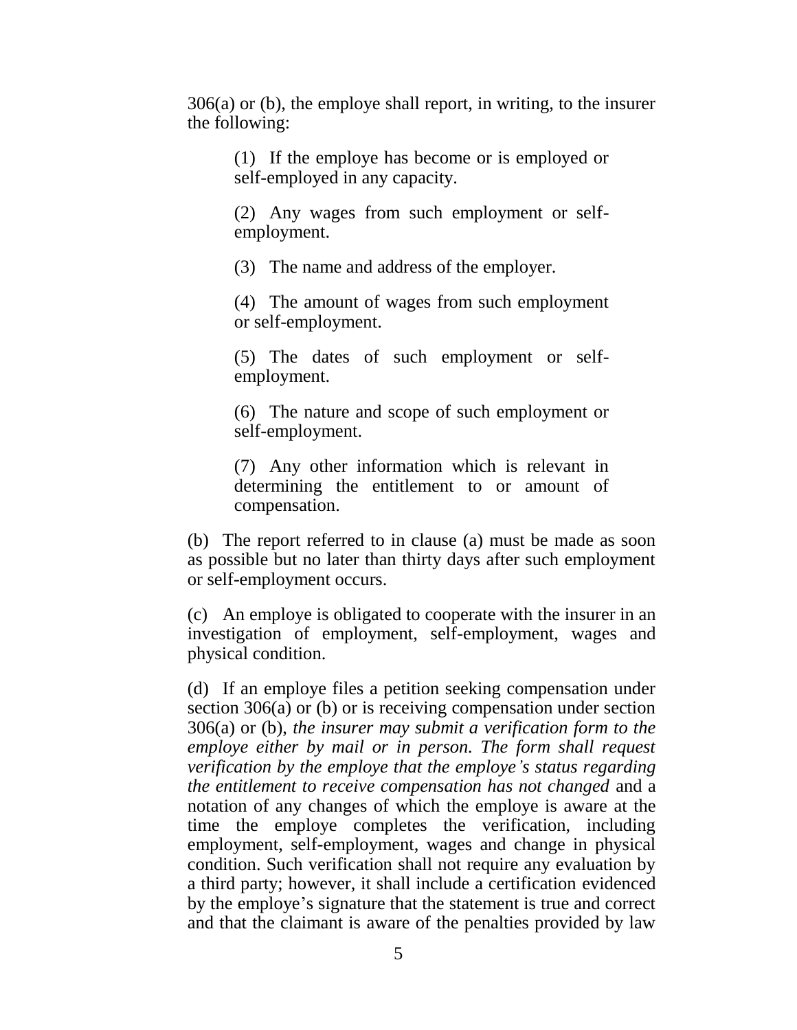306(a) or (b), the employe shall report, in writing, to the insurer the following:

> (1) If the employe has become or is employed or self-employed in any capacity.
>
> (2) Any wages from such employment or self-employment.
>
> (3) The name and address of the employer.
>
> (4) The amount of wages from such employment or self-employment.
>
> (5) The dates of such employment or self-employment.
>
> (6) The nature and scope of such employment or self-employment.
>
> (7) Any other information which is relevant in determining the entitlement to or amount of compensation.

(b) The report referred to in clause (a) must be made as soon as possible but no later than thirty days after such employment or self-employment occurs.

(c) An employe is obligated to cooperate with the insurer in an investigation of employment, self-employment, wages and physical condition.

(d) If an employe files a petition seeking compensation under section 306(a) or (b) or is receiving compensation under section 306(a) or (b), *the insurer may submit a verification form to the employe either by mail or in person. The form shall request verification by the employe that the employe's status regarding the entitlement to receive compensation has not changed* and a notation of any changes of which the employe is aware at the time the employe completes the verification, including employment, self-employment, wages and change in physical condition. Such verification shall not require any evaluation by a third party; however, it shall include a certification evidenced by the employe's signature that the statement is true and correct and that the claimant is aware of the penalties provided by law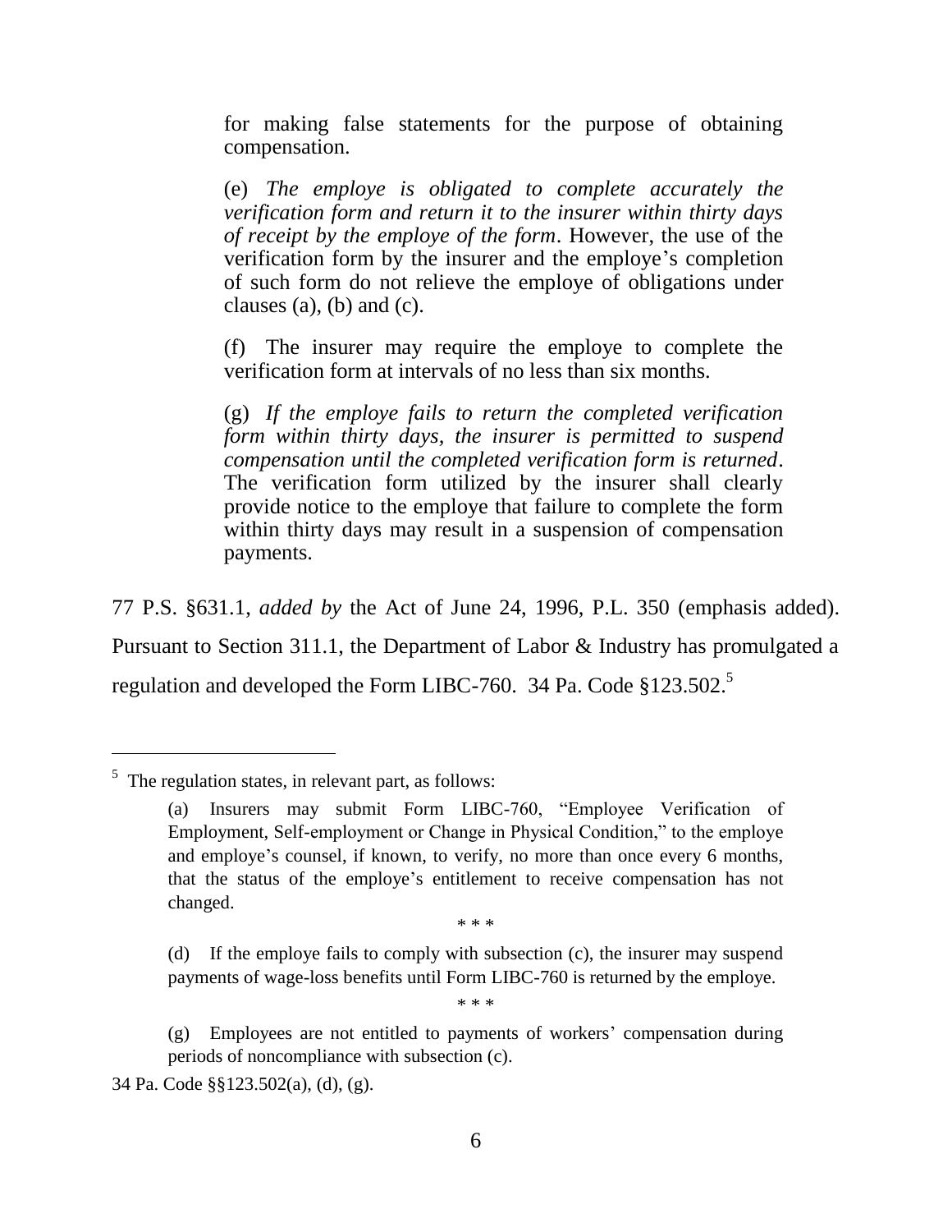> for making false statements for the purpose of obtaining compensation.
>
> (e) *The employe is obligated to complete accurately the verification form and return it to the insurer within thirty days of receipt by the employe of the form*. However, the use of the verification form by the insurer and the employe's completion of such form do not relieve the employe of obligations under clauses (a), (b) and (c).
>
> (f) The insurer may require the employe to complete the verification form at intervals of no less than six months.
>
> (g) *If the employe fails to return the completed verification form within thirty days, the insurer is permitted to suspend compensation until the completed verification form is returned*. The verification form utilized by the insurer shall clearly provide notice to the employe that failure to complete the form within thirty days may result in a suspension of compensation payments.

77 P.S. §631.1, *added by* the Act of June 24, 1996, P.L. 350 (emphasis added). Pursuant to Section 311.1, the Department of Labor & Industry has promulgated a regulation and developed the Form LIBC-760. 34 Pa. Code §123.502.[5]

---

[5] The regulation states, in relevant part, as follows:

> (a) Insurers may submit Form LIBC-760, "Employee Verification of Employment, Self-employment or Change in Physical Condition," to the employe and employe's counsel, if known, to verify, no more than once every 6 months, that the status of the employe's entitlement to receive compensation has not changed.
>
> \* \* \*
>
> (d) If the employe fails to comply with subsection (c), the insurer may suspend payments of wage-loss benefits until Form LIBC-760 is returned by the employe.
>
> \* \* \*
>
> (g) Employees are not entitled to payments of workers' compensation during periods of noncompliance with subsection (c).

34 Pa. Code §§123.502(a), (d), (g).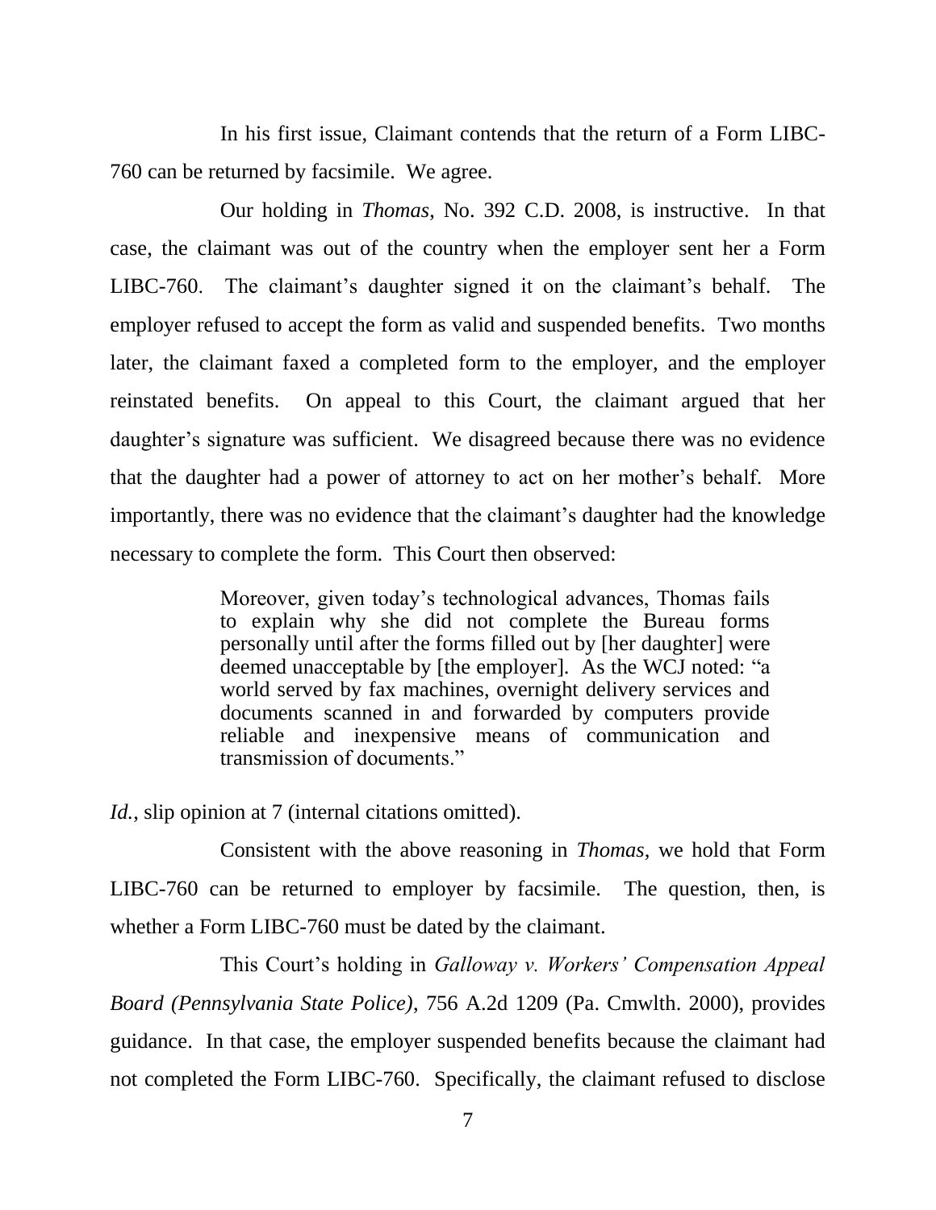In his first issue, Claimant contends that the return of a Form LIBC-760 can be returned by facsimile. We agree.

Our holding in *Thomas*, No. 392 C.D. 2008, is instructive. In that case, the claimant was out of the country when the employer sent her a Form LIBC-760. The claimant's daughter signed it on the claimant's behalf. The employer refused to accept the form as valid and suspended benefits. Two months later, the claimant faxed a completed form to the employer, and the employer reinstated benefits. On appeal to this Court, the claimant argued that her daughter's signature was sufficient. We disagreed because there was no evidence that the daughter had a power of attorney to act on her mother's behalf. More importantly, there was no evidence that the claimant's daughter had the knowledge necessary to complete the form. This Court then observed:

> Moreover, given today's technological advances, Thomas fails to explain why she did not complete the Bureau forms personally until after the forms filled out by [her daughter] were deemed unacceptable by [the employer]. As the WCJ noted: "a world served by fax machines, overnight delivery services and documents scanned in and forwarded by computers provide reliable and inexpensive means of communication and transmission of documents."

*Id.*, slip opinion at 7 (internal citations omitted).

Consistent with the above reasoning in *Thomas*, we hold that Form LIBC-760 can be returned to employer by facsimile. The question, then, is whether a Form LIBC-760 must be dated by the claimant.

This Court's holding in *Galloway v. Workers' Compensation Appeal Board (Pennsylvania State Police)*, 756 A.2d 1209 (Pa. Cmwlth. 2000), provides guidance. In that case, the employer suspended benefits because the claimant had not completed the Form LIBC-760. Specifically, the claimant refused to disclose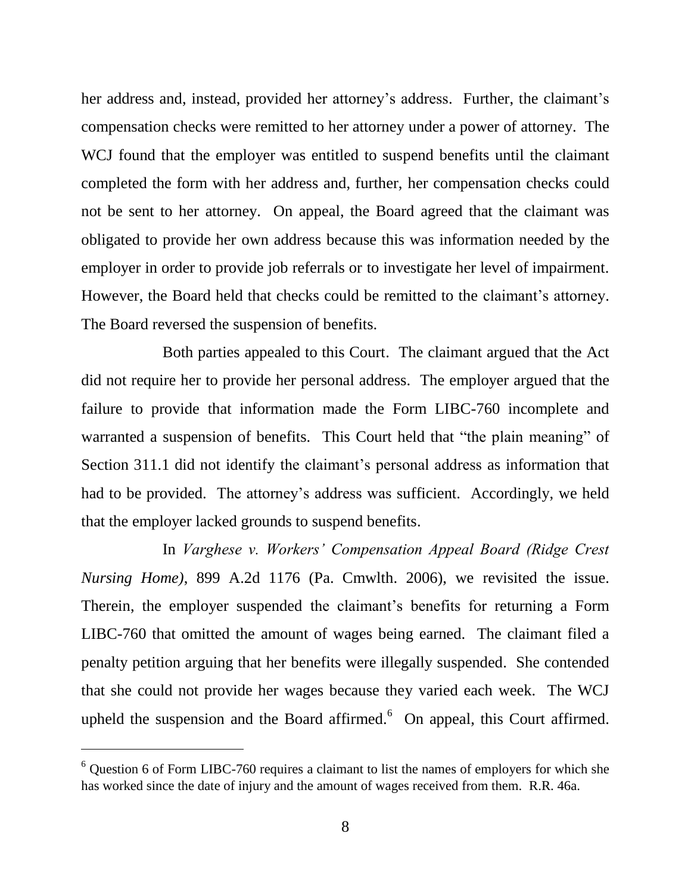her address and, instead, provided her attorney's address. Further, the claimant's compensation checks were remitted to her attorney under a power of attorney. The WCJ found that the employer was entitled to suspend benefits until the claimant completed the form with her address and, further, her compensation checks could not be sent to her attorney. On appeal, the Board agreed that the claimant was obligated to provide her own address because this was information needed by the employer in order to provide job referrals or to investigate her level of impairment. However, the Board held that checks could be remitted to the claimant's attorney. The Board reversed the suspension of benefits.

Both parties appealed to this Court. The claimant argued that the Act did not require her to provide her personal address. The employer argued that the failure to provide that information made the Form LIBC-760 incomplete and warranted a suspension of benefits. This Court held that "the plain meaning" of Section 311.1 did not identify the claimant's personal address as information that had to be provided. The attorney's address was sufficient. Accordingly, we held that the employer lacked grounds to suspend benefits.

In *Varghese v. Workers' Compensation Appeal Board (Ridge Crest Nursing Home)*, 899 A.2d 1176 (Pa. Cmwlth. 2006), we revisited the issue. Therein, the employer suspended the claimant's benefits for returning a Form LIBC-760 that omitted the amount of wages being earned. The claimant filed a penalty petition arguing that her benefits were illegally suspended. She contended that she could not provide her wages because they varied each week. The WCJ upheld the suspension and the Board affirmed.[6] On appeal, this Court affirmed.

---

[6] Question 6 of Form LIBC-760 requires a claimant to list the names of employers for which she has worked since the date of injury and the amount of wages received from them. R.R. 46a.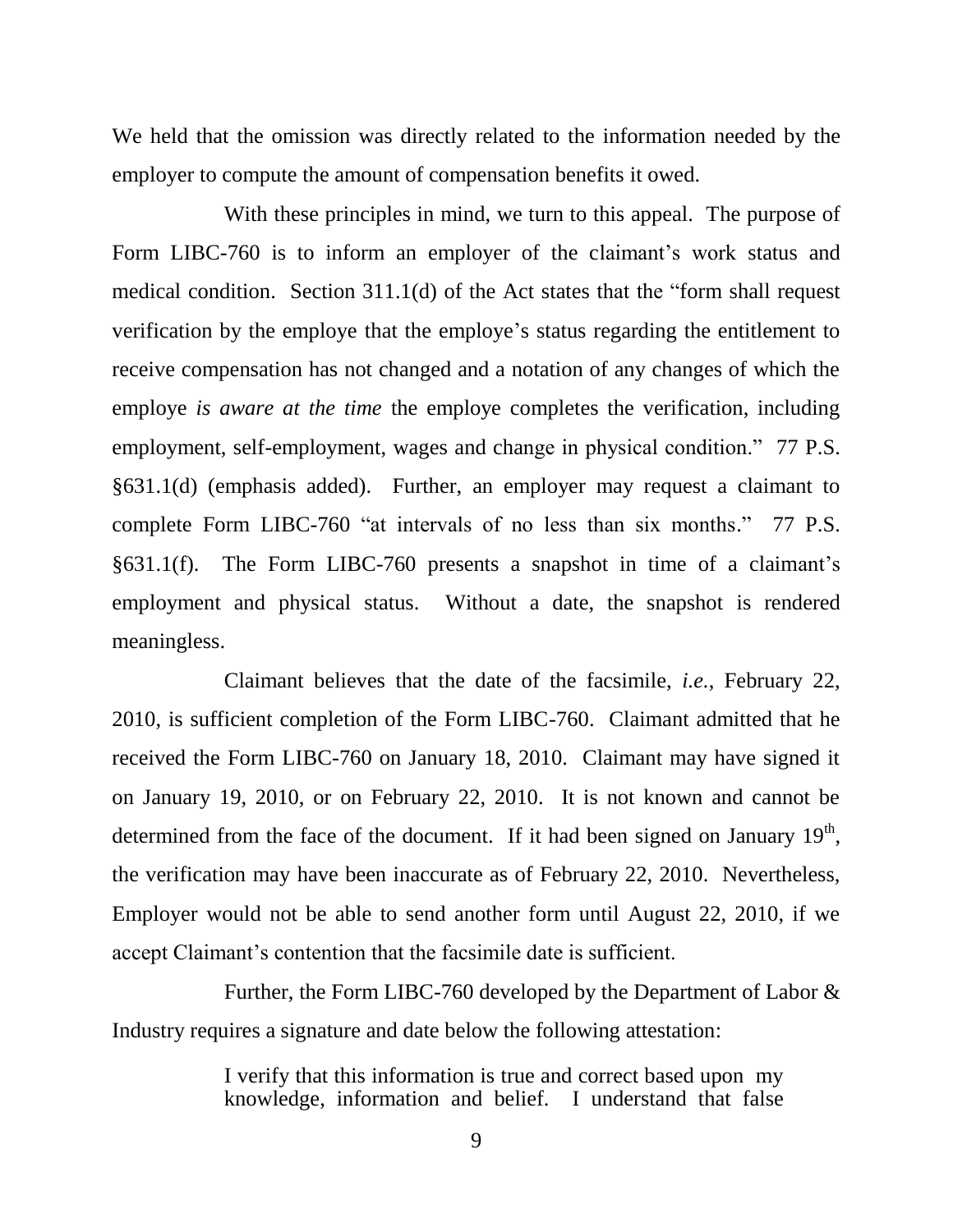We held that the omission was directly related to the information needed by the employer to compute the amount of compensation benefits it owed.

With these principles in mind, we turn to this appeal. The purpose of Form LIBC-760 is to inform an employer of the claimant's work status and medical condition. Section 311.1(d) of the Act states that the "form shall request verification by the employe that the employe's status regarding the entitlement to receive compensation has not changed and a notation of any changes of which the employe *is aware at the time* the employe completes the verification, including employment, self-employment, wages and change in physical condition." 77 P.S. §631.1(d) (emphasis added). Further, an employer may request a claimant to complete Form LIBC-760 "at intervals of no less than six months." 77 P.S. §631.1(f). The Form LIBC-760 presents a snapshot in time of a claimant's employment and physical status. Without a date, the snapshot is rendered meaningless.

Claimant believes that the date of the facsimile, *i.e.*, February 22, 2010, is sufficient completion of the Form LIBC-760. Claimant admitted that he received the Form LIBC-760 on January 18, 2010. Claimant may have signed it on January 19, 2010, or on February 22, 2010. It is not known and cannot be determined from the face of the document. If it had been signed on January 19th, the verification may have been inaccurate as of February 22, 2010. Nevertheless, Employer would not be able to send another form until August 22, 2010, if we accept Claimant's contention that the facsimile date is sufficient.

Further, the Form LIBC-760 developed by the Department of Labor & Industry requires a signature and date below the following attestation:

> I verify that this information is true and correct based upon my knowledge, information and belief. I understand that false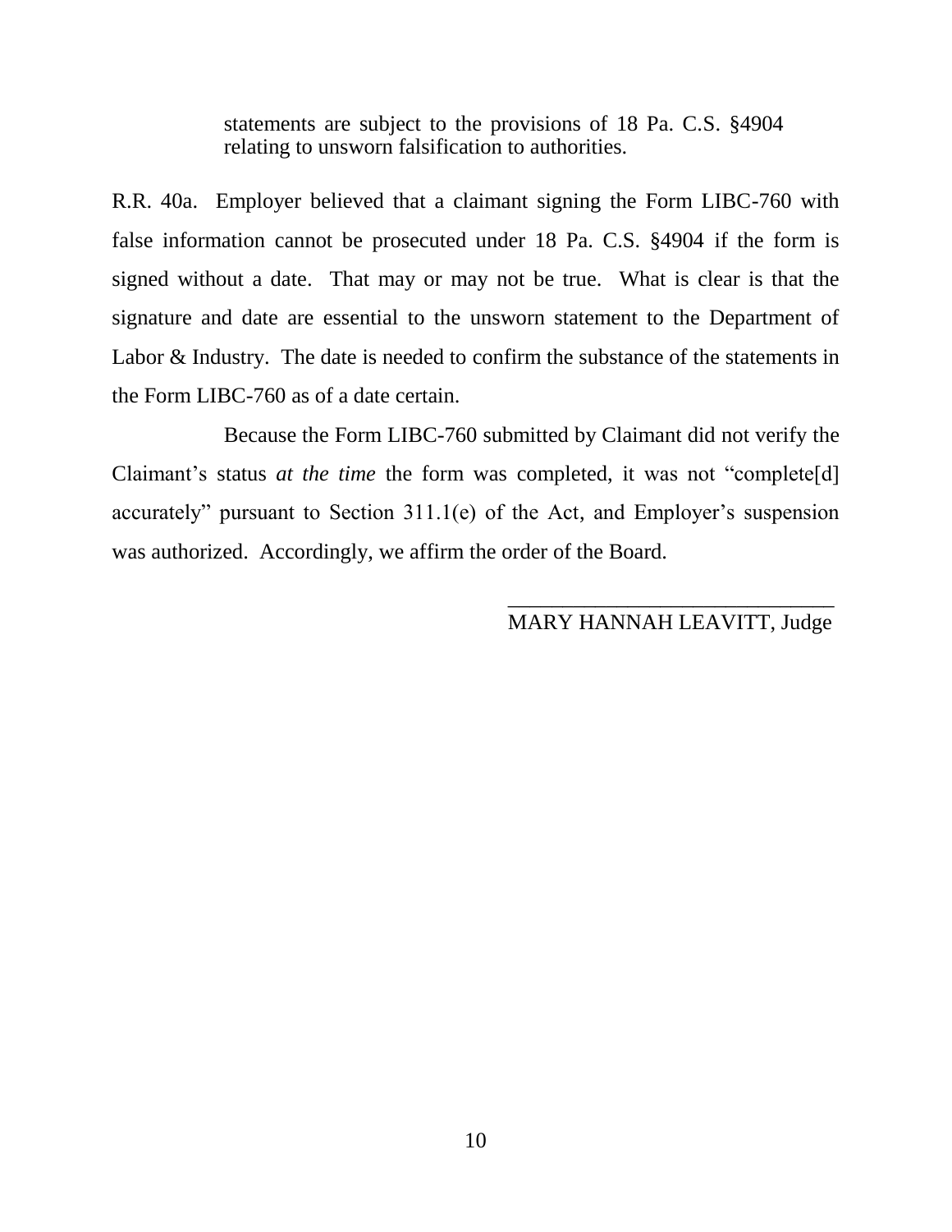> statements are subject to the provisions of 18 Pa. C.S. §4904 relating to unsworn falsification to authorities.

R.R. 40a. Employer believed that a claimant signing the Form LIBC-760 with false information cannot be prosecuted under 18 Pa. C.S. §4904 if the form is signed without a date. That may or may not be true. What is clear is that the signature and date are essential to the unsworn statement to the Department of Labor & Industry. The date is needed to confirm the substance of the statements in the Form LIBC-760 as of a date certain.

Because the Form LIBC-760 submitted by Claimant did not verify the Claimant's status *at the time* the form was completed, it was not "complete[d] accurately" pursuant to Section 311.1(e) of the Act, and Employer's suspension was authorized. Accordingly, we affirm the order of the Board.

______________________________
MARY HANNAH LEAVITT, Judge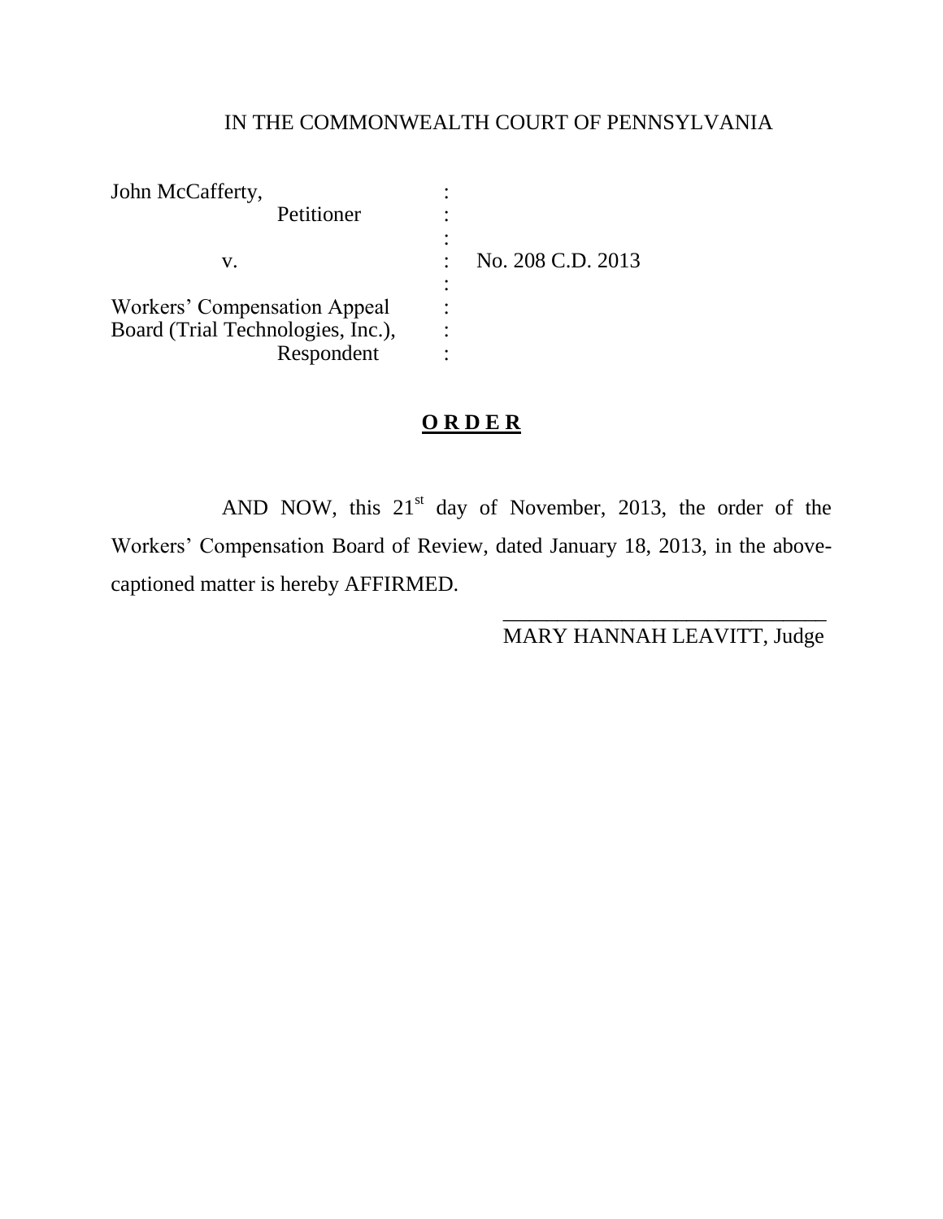IN THE COMMONWEALTH COURT OF PENNSYLVANIA

| | | |
|---|---|---|
| John McCafferty, | : | |
| Petitioner | : | |
| | : | |
| v. | : | No. 208 C.D. 2013 |
| | : | |
| Workers' Compensation Appeal | : | |
| Board (Trial Technologies, Inc.), | : | |
| Respondent | : | |

**O R D E R**

AND NOW, this 21st day of November, 2013, the order of the Workers' Compensation Board of Review, dated January 18, 2013, in the above-captioned matter is hereby AFFIRMED.

______________________________
MARY HANNAH LEAVITT, Judge